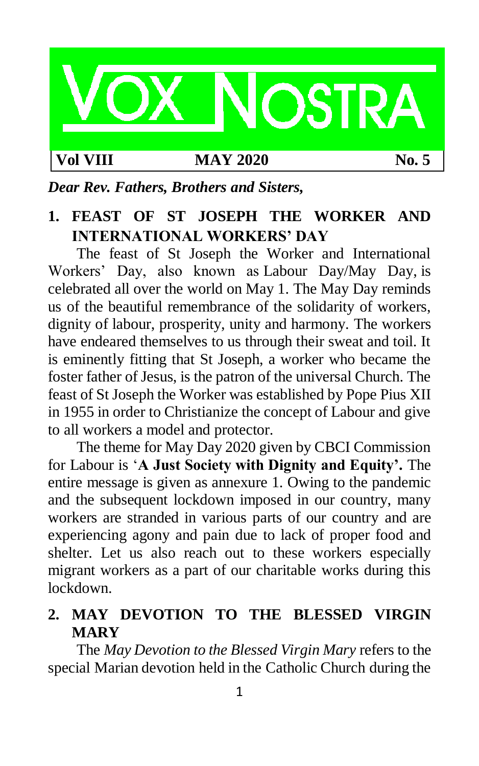# VOX NOSTRA

**Vol VIII** | **MAY 2020** | **No. 5**

***Dear Rev. Fathers, Brothers and Sisters,***

## 1. FEAST OF ST JOSEPH THE WORKER AND INTERNATIONAL WORKERS' DAY

The feast of St Joseph the Worker and International Workers' Day, also known as Labour Day/May Day, is celebrated all over the world on May 1. The May Day reminds us of the beautiful remembrance of the solidarity of workers, dignity of labour, prosperity, unity and harmony. The workers have endeared themselves to us through their sweat and toil. It is eminently fitting that St Joseph, a worker who became the foster father of Jesus, is the patron of the universal Church. The feast of St Joseph the Worker was established by Pope Pius XII in 1955 in order to Christianize the concept of Labour and give to all workers a model and protector.

The theme for May Day 2020 given by CBCI Commission for Labour is '**A Just Society with Dignity and Equity'.** The entire message is given as annexure 1. Owing to the pandemic and the subsequent lockdown imposed in our country, many workers are stranded in various parts of our country and are experiencing agony and pain due to lack of proper food and shelter. Let us also reach out to these workers especially migrant workers as a part of our charitable works during this lockdown.

## 2. MAY DEVOTION TO THE BLESSED VIRGIN MARY

The *May Devotion to the Blessed Virgin Mary* refers to the special Marian devotion held in the Catholic Church during the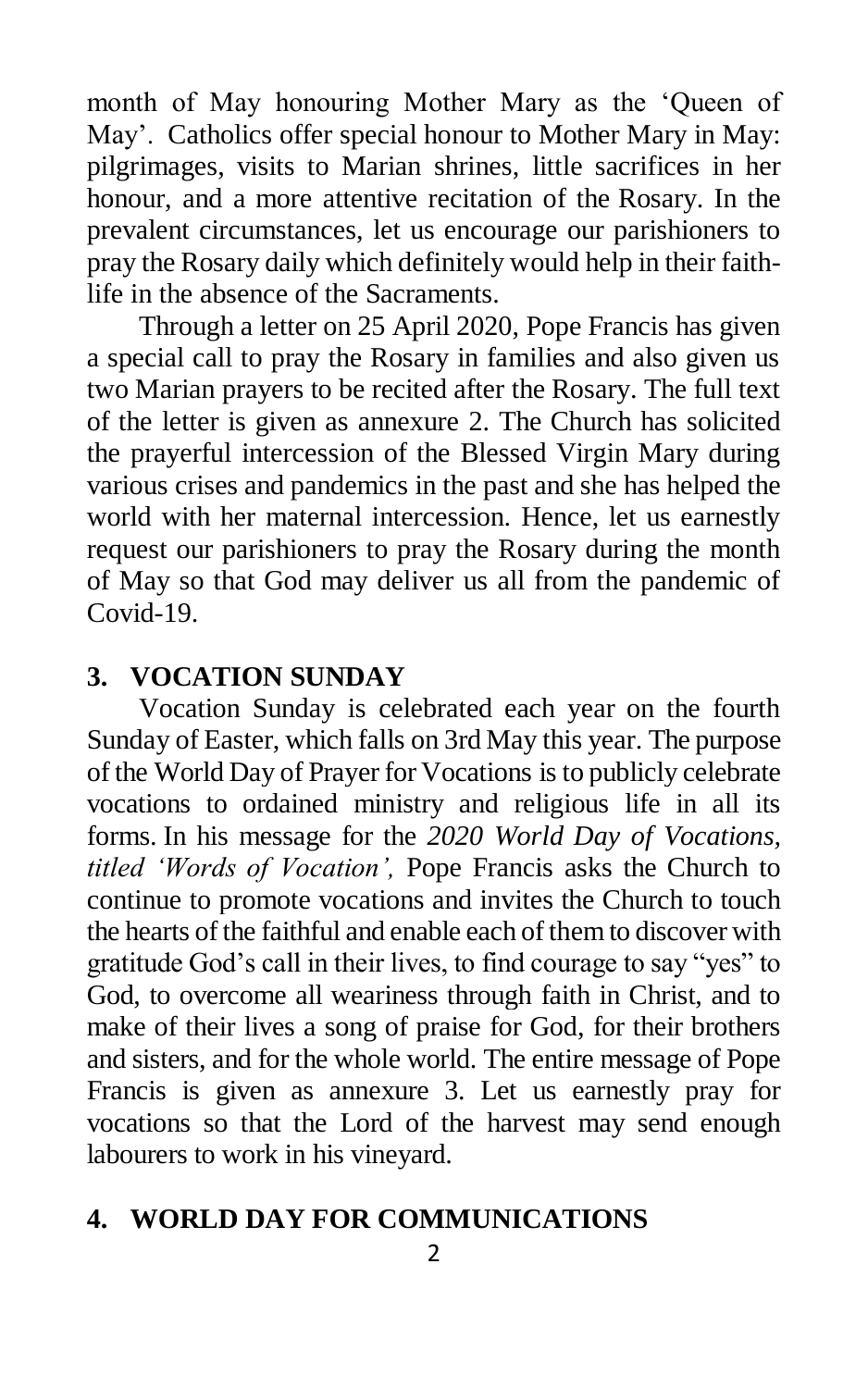month of May honouring Mother Mary as the 'Queen of May'. Catholics offer special honour to Mother Mary in May: pilgrimages, visits to Marian shrines, little sacrifices in her honour, and a more attentive recitation of the Rosary. In the prevalent circumstances, let us encourage our parishioners to pray the Rosary daily which definitely would help in their faith-life in the absence of the Sacraments.

Through a letter on 25 April 2020, Pope Francis has given a special call to pray the Rosary in families and also given us two Marian prayers to be recited after the Rosary. The full text of the letter is given as annexure 2. The Church has solicited the prayerful intercession of the Blessed Virgin Mary during various crises and pandemics in the past and she has helped the world with her maternal intercession. Hence, let us earnestly request our parishioners to pray the Rosary during the month of May so that God may deliver us all from the pandemic of Covid-19.

## 3. VOCATION SUNDAY

Vocation Sunday is celebrated each year on the fourth Sunday of Easter, which falls on 3rd May this year. The purpose of the World Day of Prayer for Vocations is to publicly celebrate vocations to ordained ministry and religious life in all its forms. In his message for the *2020 World Day of Vocations, titled 'Words of Vocation',* Pope Francis asks the Church to continue to promote vocations and invites the Church to touch the hearts of the faithful and enable each of them to discover with gratitude God's call in their lives, to find courage to say "yes" to God, to overcome all weariness through faith in Christ, and to make of their lives a song of praise for God, for their brothers and sisters, and for the whole world. The entire message of Pope Francis is given as annexure 3. Let us earnestly pray for vocations so that the Lord of the harvest may send enough labourers to work in his vineyard.

## 4. WORLD DAY FOR COMMUNICATIONS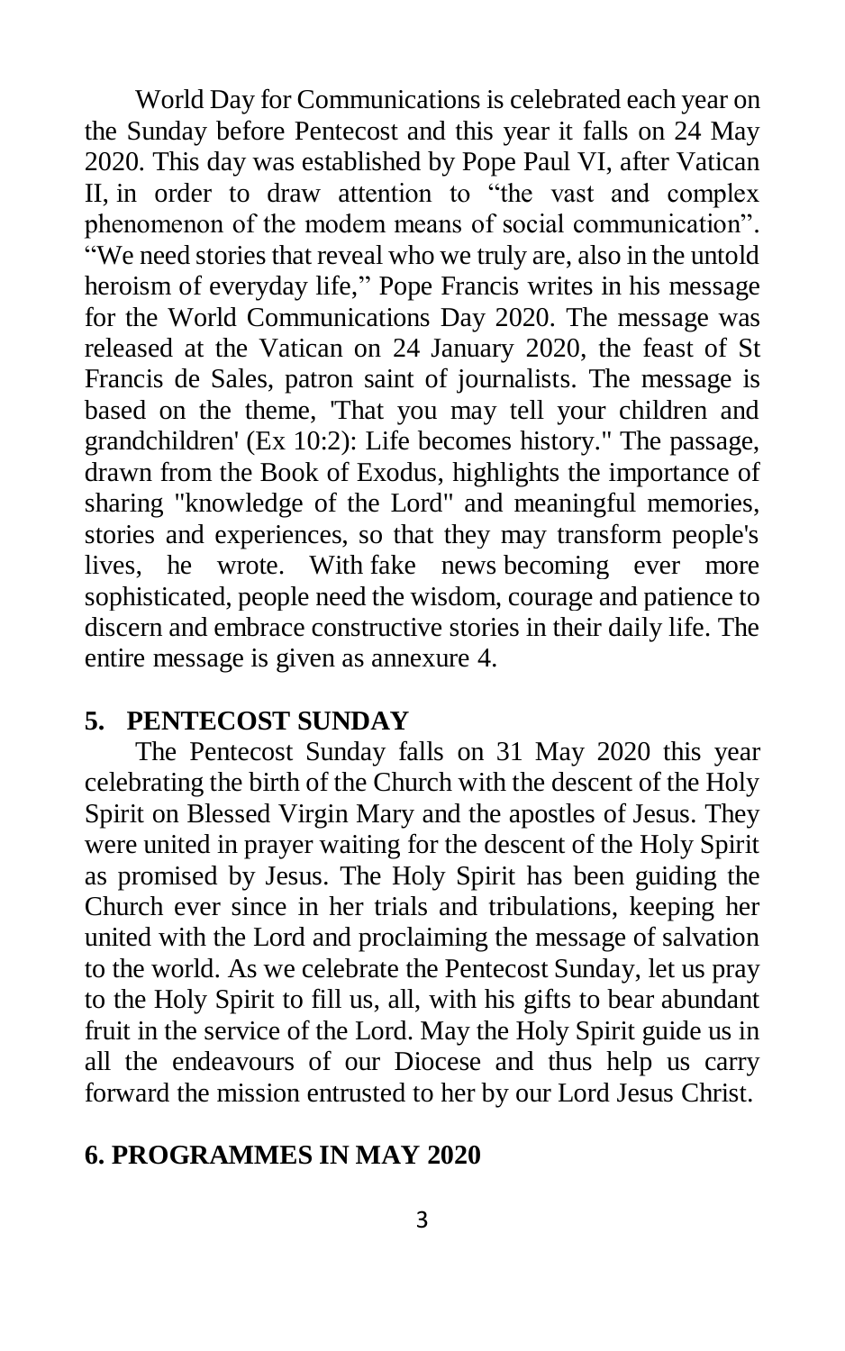World Day for Communications is celebrated each year on the Sunday before Pentecost and this year it falls on 24 May 2020. This day was established by Pope Paul VI, after Vatican II, in order to draw attention to "the vast and complex phenomenon of the modem means of social communication". "We need stories that reveal who we truly are, also in the untold heroism of everyday life," Pope Francis writes in his message for the World Communications Day 2020. The message was released at the Vatican on 24 January 2020, the feast of St Francis de Sales, patron saint of journalists. The message is based on the theme, 'That you may tell your children and grandchildren' (Ex 10:2): Life becomes history." The passage, drawn from the Book of Exodus, highlights the importance of sharing "knowledge of the Lord" and meaningful memories, stories and experiences, so that they may transform people's lives, he wrote. With fake news becoming ever more sophisticated, people need the wisdom, courage and patience to discern and embrace constructive stories in their daily life. The entire message is given as annexure 4.

## 5. PENTECOST SUNDAY

The Pentecost Sunday falls on 31 May 2020 this year celebrating the birth of the Church with the descent of the Holy Spirit on Blessed Virgin Mary and the apostles of Jesus. They were united in prayer waiting for the descent of the Holy Spirit as promised by Jesus. The Holy Spirit has been guiding the Church ever since in her trials and tribulations, keeping her united with the Lord and proclaiming the message of salvation to the world. As we celebrate the Pentecost Sunday, let us pray to the Holy Spirit to fill us, all, with his gifts to bear abundant fruit in the service of the Lord. May the Holy Spirit guide us in all the endeavours of our Diocese and thus help us carry forward the mission entrusted to her by our Lord Jesus Christ.

## 6. PROGRAMMES IN MAY 2020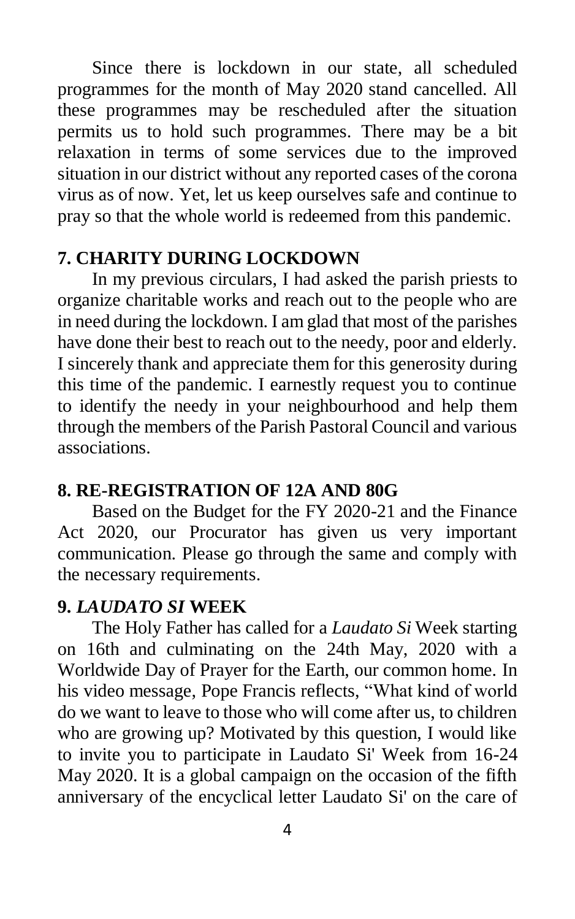Since there is lockdown in our state, all scheduled programmes for the month of May 2020 stand cancelled. All these programmes may be rescheduled after the situation permits us to hold such programmes. There may be a bit relaxation in terms of some services due to the improved situation in our district without any reported cases of the corona virus as of now. Yet, let us keep ourselves safe and continue to pray so that the whole world is redeemed from this pandemic.

## 7. CHARITY DURING LOCKDOWN

In my previous circulars, I had asked the parish priests to organize charitable works and reach out to the people who are in need during the lockdown. I am glad that most of the parishes have done their best to reach out to the needy, poor and elderly. I sincerely thank and appreciate them for this generosity during this time of the pandemic. I earnestly request you to continue to identify the needy in your neighbourhood and help them through the members of the Parish Pastoral Council and various associations.

## 8. RE-REGISTRATION OF 12A AND 80G

Based on the Budget for the FY 2020-21 and the Finance Act 2020, our Procurator has given us very important communication. Please go through the same and comply with the necessary requirements.

## 9. *LAUDATO SI* WEEK

The Holy Father has called for a *Laudato Si* Week starting on 16th and culminating on the 24th May, 2020 with a Worldwide Day of Prayer for the Earth, our common home. In his video message, Pope Francis reflects, "What kind of world do we want to leave to those who will come after us, to children who are growing up? Motivated by this question, I would like to invite you to participate in Laudato Si' Week from 16-24 May 2020. It is a global campaign on the occasion of the fifth anniversary of the encyclical letter Laudato Si' on the care of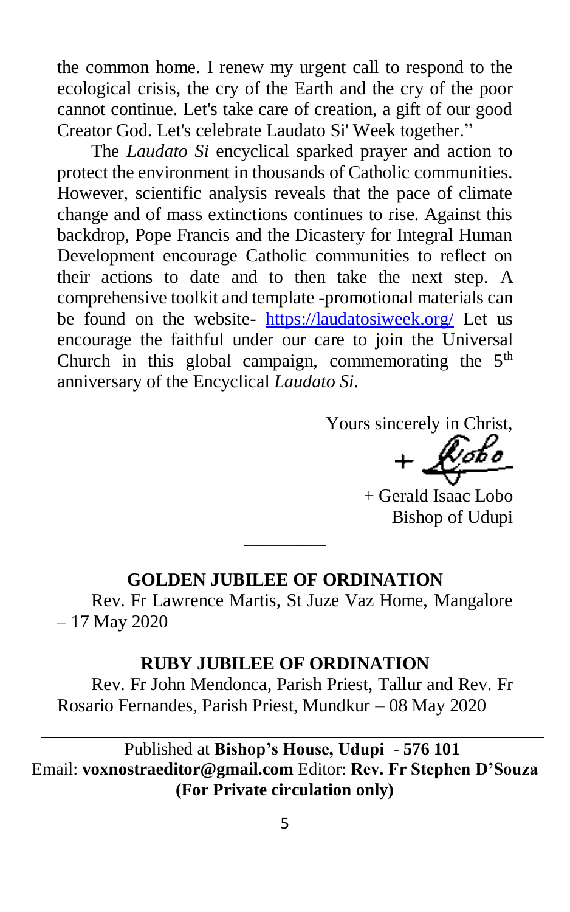the common home. I renew my urgent call to respond to the ecological crisis, the cry of the Earth and the cry of the poor cannot continue. Let's take care of creation, a gift of our good Creator God. Let's celebrate Laudato Si' Week together."

The *Laudato Si* encyclical sparked prayer and action to protect the environment in thousands of Catholic communities. However, scientific analysis reveals that the pace of climate change and of mass extinctions continues to rise. Against this backdrop, Pope Francis and the Dicastery for Integral Human Development encourage Catholic communities to reflect on their actions to date and to then take the next step. A comprehensive toolkit and template -promotional materials can be found on the website- https://laudatosiweek.org/ Let us encourage the faithful under our care to join the Universal Church in this global campaign, commemorating the 5th anniversary of the Encyclical *Laudato Si*.

Yours sincerely in Christ,

+ Lobo

+ Gerald Isaac Lobo
Bishop of Udupi

---

## GOLDEN JUBILEE OF ORDINATION

Rev. Fr Lawrence Martis, St Juze Vaz Home, Mangalore – 17 May 2020

## RUBY JUBILEE OF ORDINATION

Rev. Fr John Mendonca, Parish Priest, Tallur and Rev. Fr Rosario Fernandes, Parish Priest, Mundkur – 08 May 2020

---

Published at **Bishop's House, Udupi - 576 101**
Email: **voxnostraeditor@gmail.com** Editor: **Rev. Fr Stephen D'Souza**
**(For Private circulation only)**